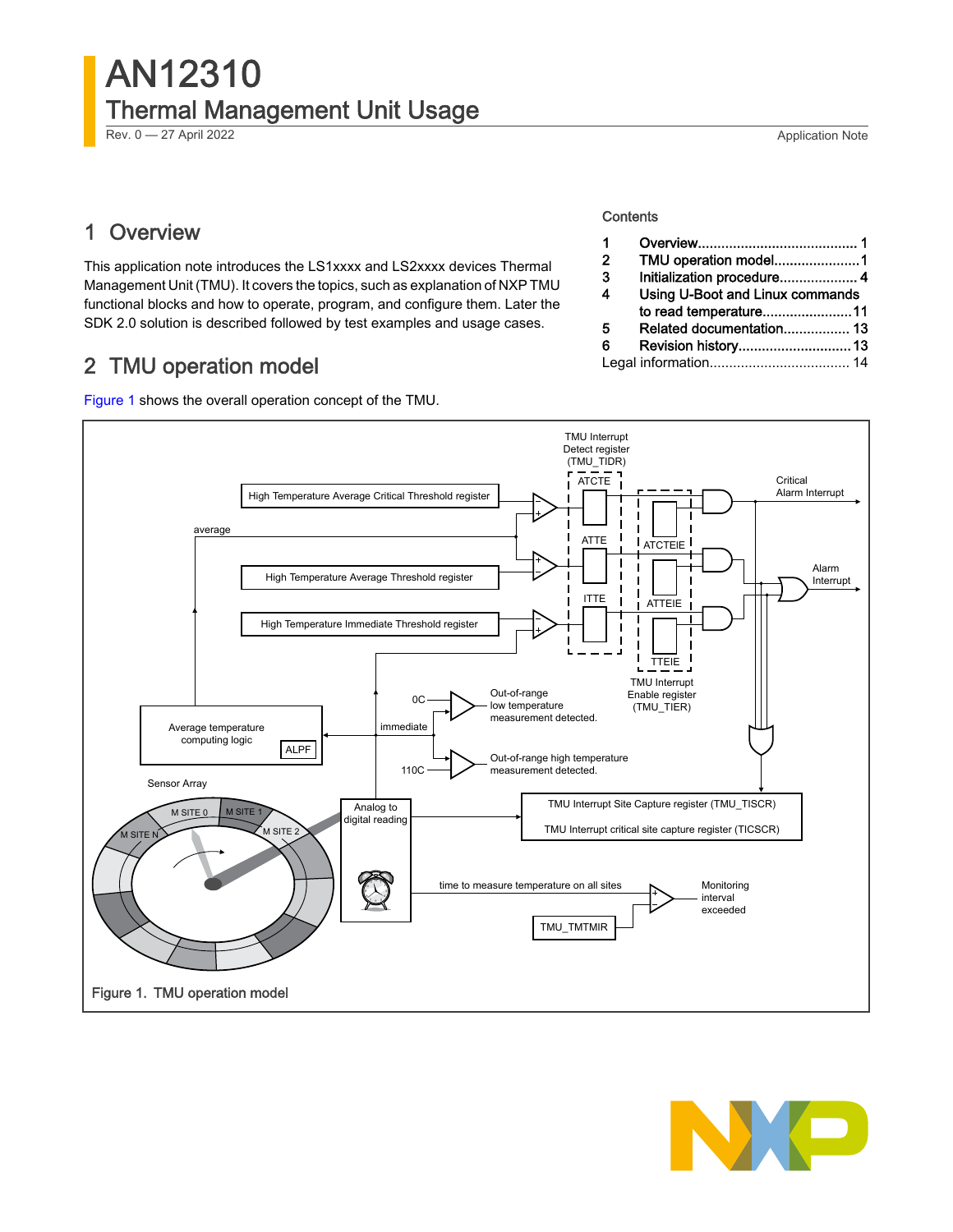# AN12310

## Thermal Management Unit Usage

Rev. 0 — 27 April 2022

Application Note

## Contents

| | | |
|---|---|---|
| 1 | Overview | 1 |
| 2 | TMU operation model | 1 |
| 3 | Initialization procedure | 4 |
| 4 | Using U-Boot and Linux commands to read temperature | 11 |
| 5 | Related documentation | 13 |
| 6 | Revision history | 13 |
| | Legal information | 14 |

## 1 Overview

This application note introduces the LS1xxxx and LS2xxxx devices Thermal Management Unit (TMU). It covers the topics, such as explanation of NXP TMU functional blocks and how to operate, program, and configure them. Later the SDK 2.0 solution is described followed by test examples and usage cases.

## 2 TMU operation model

Figure 1 shows the overall operation concept of the TMU.

Figure 1. TMU operation model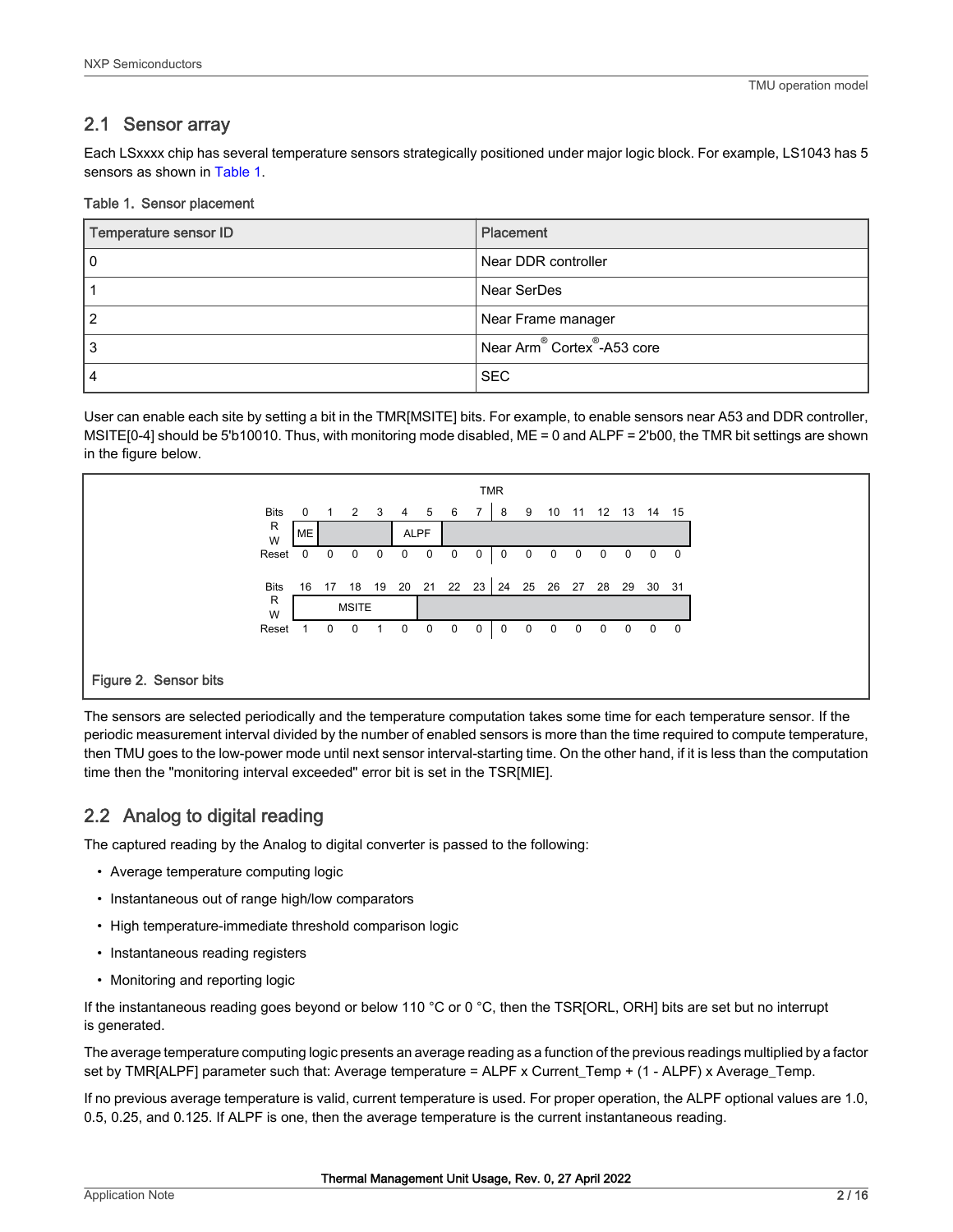## 2.1 Sensor array

Each LSxxxx chip has several temperature sensors strategically positioned under major logic block. For example, LS1043 has 5 sensors as shown in Table 1.

**Table 1. Sensor placement**

| Temperature sensor ID | Placement |
|---|---|
| 0 | Near DDR controller |
| 1 | Near SerDes |
| 2 | Near Frame manager |
| 3 | Near Arm® Cortex®-A53 core |
| 4 | SEC |

User can enable each site by setting a bit in the TMR[MSITE] bits. For example, to enable sensors near A53 and DDR controller, MSITE[0-4] should be 5'b10010. Thus, with monitoring mode disabled, ME = 0 and ALPF = 2'b00, the TMR bit settings are shown in the figure below.

TMR

| Bits | 0 | 1 | 2 | 3 | 4 | 5 | 6 | 7 | 8 | 9 | 10 | 11 | 12 | 13 | 14 | 15 |
|---|---|---|---|---|---|---|---|---|---|---|---|---|---|---|---|---|
| R/W | ME | | | | ALPF | | | | | | | | | | | |
| Reset | 0 | 0 | 0 | 0 | 0 | 0 | 0 | 0 | 0 | 0 | 0 | 0 | 0 | 0 | 0 | 0 |

| Bits | 16 | 17 | 18 | 19 | 20 | 21 | 22 | 23 | 24 | 25 | 26 | 27 | 28 | 29 | 30 | 31 |
|---|---|---|---|---|---|---|---|---|---|---|---|---|---|---|---|---|
| R/W | MSITE | | | | | | | | | | | | | | | |
| Reset | 1 | 0 | 0 | 1 | 0 | 0 | 0 | 0 | 0 | 0 | 0 | 0 | 0 | 0 | 0 | 0 |

Figure 2. Sensor bits

The sensors are selected periodically and the temperature computation takes some time for each temperature sensor. If the periodic measurement interval divided by the number of enabled sensors is more than the time required to compute temperature, then TMU goes to the low-power mode until next sensor interval-starting time. On the other hand, if it is less than the computation time then the "monitoring interval exceeded" error bit is set in the TSR[MIE].

## 2.2 Analog to digital reading

The captured reading by the Analog to digital converter is passed to the following:

- Average temperature computing logic
- Instantaneous out of range high/low comparators
- High temperature-immediate threshold comparison logic
- Instantaneous reading registers
- Monitoring and reporting logic

If the instantaneous reading goes beyond or below 110 °C or 0 °C, then the TSR[ORL, ORH] bits are set but no interrupt is generated.

The average temperature computing logic presents an average reading as a function of the previous readings multiplied by a factor set by TMR[ALPF] parameter such that: Average temperature = ALPF x Current_Temp + (1 - ALPF) x Average_Temp.

If no previous average temperature is valid, current temperature is used. For proper operation, the ALPF optional values are 1.0, 0.5, 0.25, and 0.125. If ALPF is one, then the average temperature is the current instantaneous reading.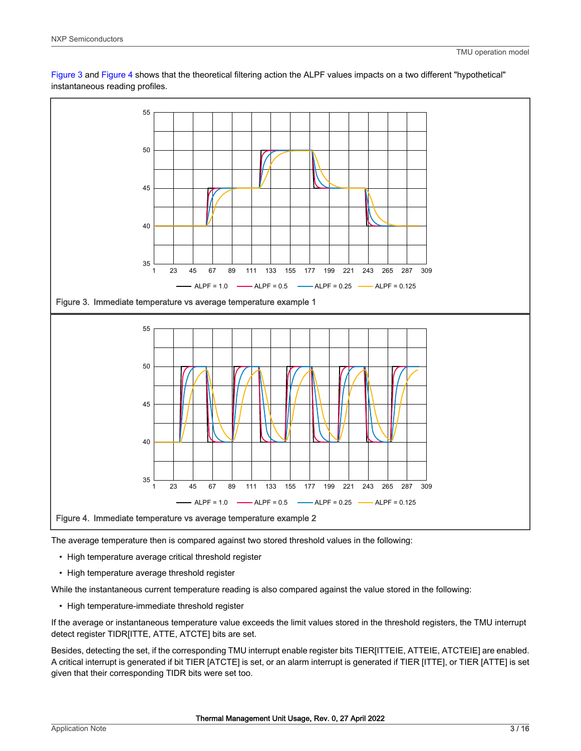Figure 3 and Figure 4 shows that the theoretical filtering action the ALPF values impacts on a two different "hypothetical" instantaneous reading profiles.

Figure 3. Immediate temperature vs average temperature example 1

Figure 4. Immediate temperature vs average temperature example 2

The average temperature then is compared against two stored threshold values in the following:

- High temperature average critical threshold register
- High temperature average threshold register

While the instantaneous current temperature reading is also compared against the value stored in the following:

- High temperature-immediate threshold register

If the average or instantaneous temperature value exceeds the limit values stored in the threshold registers, the TMU interrupt detect register TIDR[ITTE, ATTE, ATCTE] bits are set.

Besides, detecting the set, if the corresponding TMU interrupt enable register bits TIER[ITTEIE, ATTEIE, ATCTEIE] are enabled. A critical interrupt is generated if bit TIER [ATCTE] is set, or an alarm interrupt is generated if TIER [ITTE], or TIER [ATTE] is set given that their corresponding TIDR bits were set too.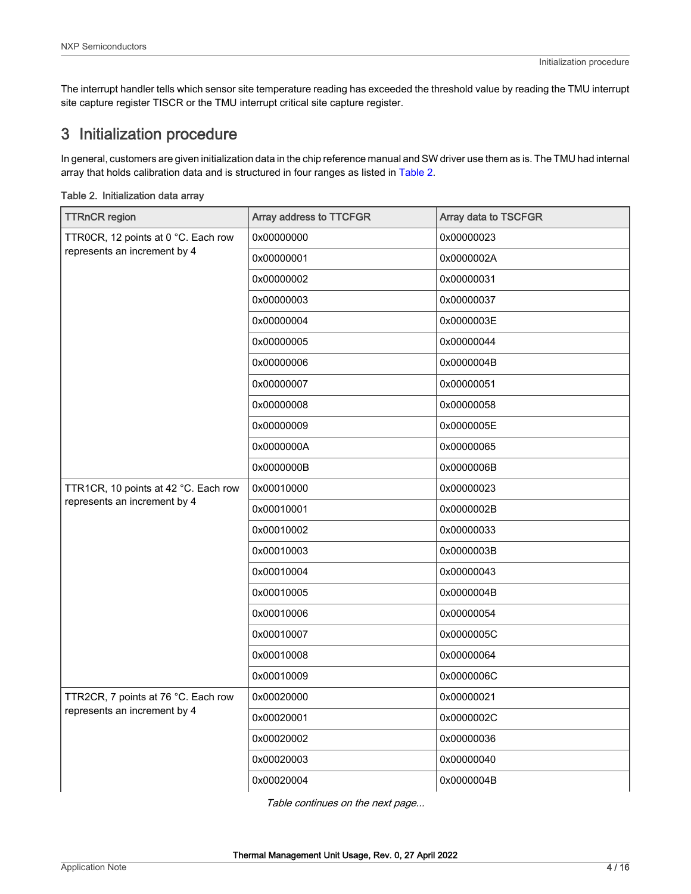The interrupt handler tells which sensor site temperature reading has exceeded the threshold value by reading the TMU interrupt site capture register TISCR or the TMU interrupt critical site capture register.

## 3 Initialization procedure

In general, customers are given initialization data in the chip reference manual and SW driver use them as is. The TMU had internal array that holds calibration data and is structured in four ranges as listed in Table 2.

Table 2. Initialization data array

| TTRnCR region | Array address to TTCFGR | Array data to TSCFGR |
|---|---|---|
| TTR0CR, 12 points at 0 °C. Each row represents an increment by 4 | 0x00000000 | 0x00000023 |
| | 0x00000001 | 0x0000002A |
| | 0x00000002 | 0x00000031 |
| | 0x00000003 | 0x00000037 |
| | 0x00000004 | 0x0000003E |
| | 0x00000005 | 0x00000044 |
| | 0x00000006 | 0x0000004B |
| | 0x00000007 | 0x00000051 |
| | 0x00000008 | 0x00000058 |
| | 0x00000009 | 0x0000005E |
| | 0x0000000A | 0x00000065 |
| | 0x0000000B | 0x0000006B |
| TTR1CR, 10 points at 42 °C. Each row represents an increment by 4 | 0x00010000 | 0x00000023 |
| | 0x00010001 | 0x0000002B |
| | 0x00010002 | 0x00000033 |
| | 0x00010003 | 0x0000003B |
| | 0x00010004 | 0x00000043 |
| | 0x00010005 | 0x0000004B |
| | 0x00010006 | 0x00000054 |
| | 0x00010007 | 0x0000005C |
| | 0x00010008 | 0x00000064 |
| | 0x00010009 | 0x0000006C |
| TTR2CR, 7 points at 76 °C. Each row represents an increment by 4 | 0x00020000 | 0x00000021 |
| | 0x00020001 | 0x0000002C |
| | 0x00020002 | 0x00000036 |
| | 0x00020003 | 0x00000040 |
| | 0x00020004 | 0x0000004B |

*Table continues on the next page...*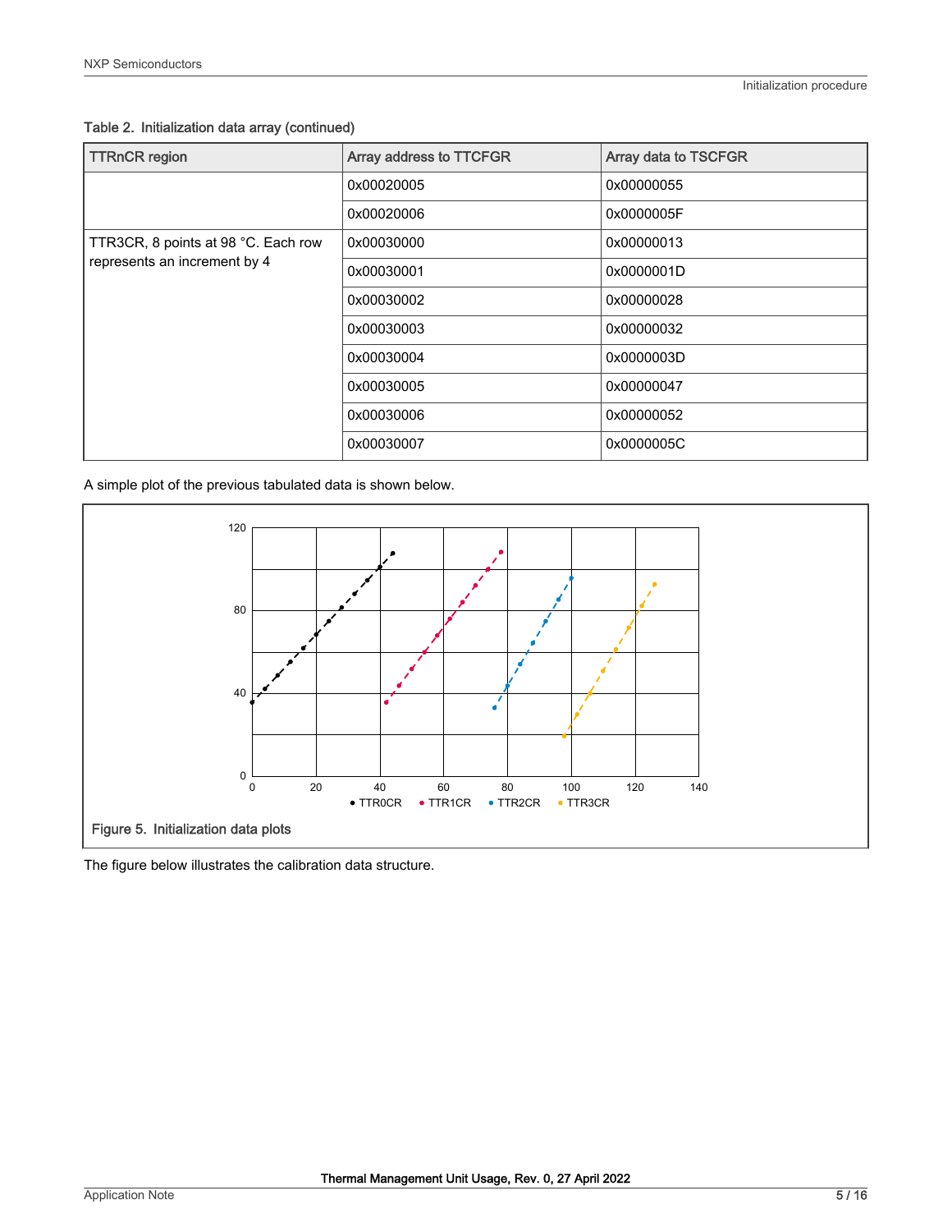Table 2. Initialization data array (continued)

| TTRnCR region | Array address to TTCFGR | Array data to TSCFGR |
|---|---|---|
| | 0x00020005 | 0x00000055 |
| | 0x00020006 | 0x0000005F |
| TTR3CR, 8 points at 98 °C. Each row represents an increment by 4 | 0x00030000 | 0x00000013 |
| | 0x00030001 | 0x0000001D |
| | 0x00030002 | 0x00000028 |
| | 0x00030003 | 0x00000032 |
| | 0x00030004 | 0x0000003D |
| | 0x00030005 | 0x00000047 |
| | 0x00030006 | 0x00000052 |
| | 0x00030007 | 0x0000005C |

A simple plot of the previous tabulated data is shown below.

Figure 5. Initialization data plots

The figure below illustrates the calibration data structure.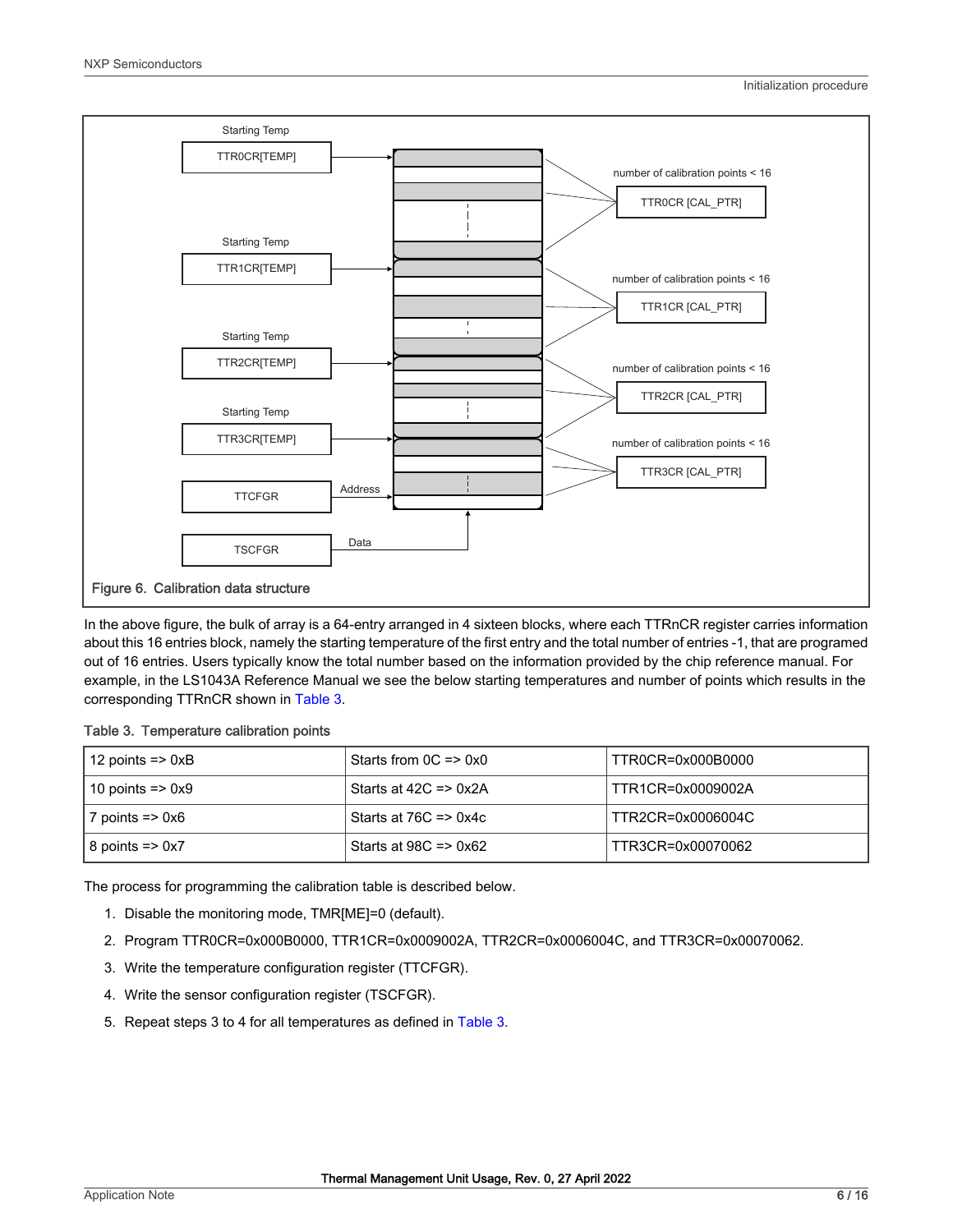Figure 6. Calibration data structure

In the above figure, the bulk of array is a 64-entry arranged in 4 sixteen blocks, where each TTRnCR register carries information about this 16 entries block, namely the starting temperature of the first entry and the total number of entries -1, that are programed out of 16 entries. Users typically know the total number based on the information provided by the chip reference manual. For example, in the LS1043A Reference Manual we see the below starting temperatures and number of points which results in the corresponding TTRnCR shown in Table 3.

Table 3. Temperature calibration points

| 12 points => 0xB | Starts from 0C => 0x0 | TTR0CR=0x000B0000 |
|---|---|---|
| 10 points => 0x9 | Starts at 42C => 0x2A | TTR1CR=0x0009002A |
| 7 points => 0x6 | Starts at 76C => 0x4c | TTR2CR=0x0006004C |
| 8 points => 0x7 | Starts at 98C => 0x62 | TTR3CR=0x00070062 |

The process for programming the calibration table is described below.

1. Disable the monitoring mode, TMR[ME]=0 (default).
2. Program TTR0CR=0x000B0000, TTR1CR=0x0009002A, TTR2CR=0x0006004C, and TTR3CR=0x00070062.
3. Write the temperature configuration register (TTCFGR).
4. Write the sensor configuration register (TSCFGR).
5. Repeat steps 3 to 4 for all temperatures as defined in Table 3.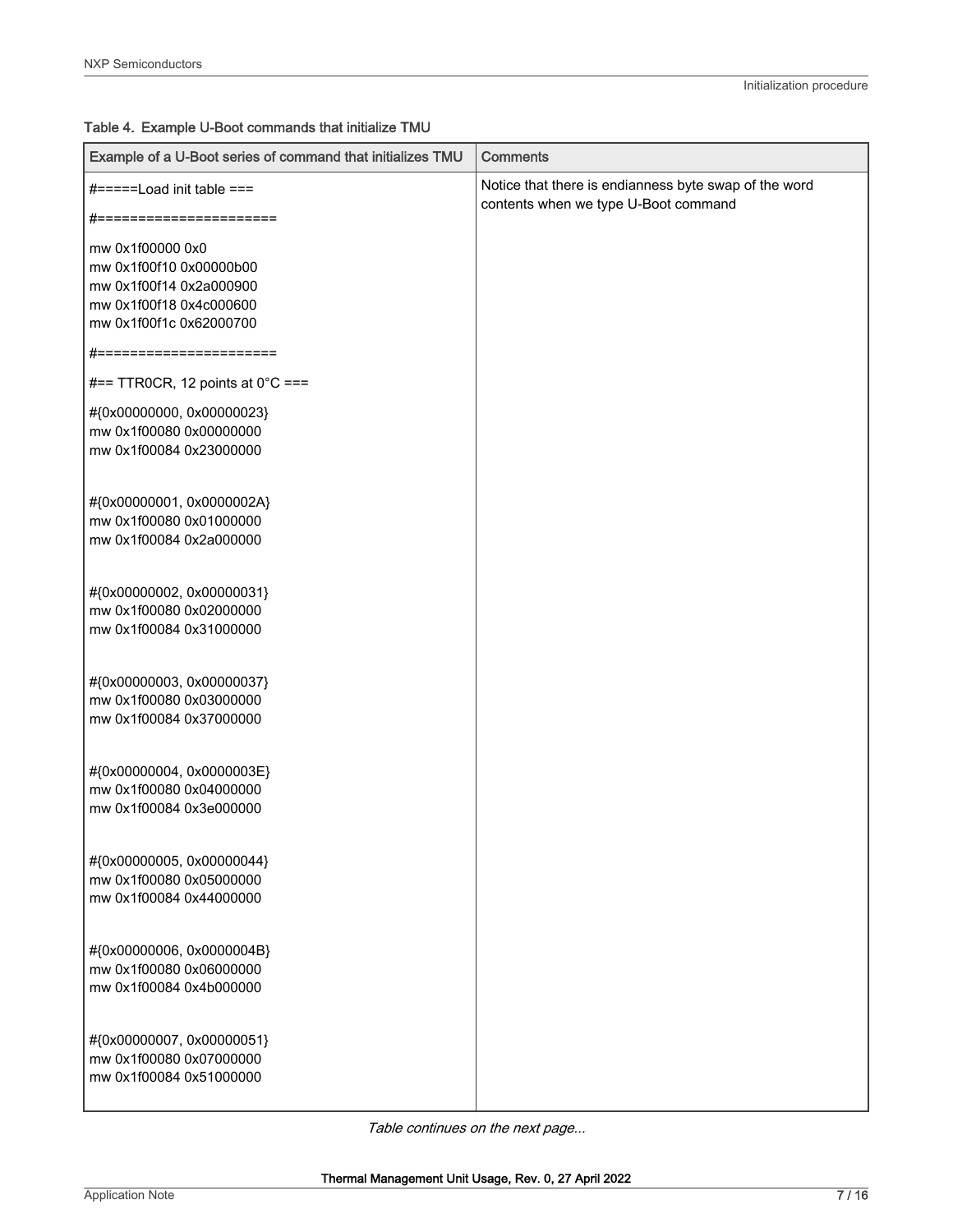Table 4. Example U-Boot commands that initialize TMU

| Example of a U-Boot series of command that initializes TMU | Comments |
| --- | --- |
| #=====Load init table ===<br>#=====================<br>mw 0x1f00000 0x0<br>mw 0x1f00f10 0x00000b00<br>mw 0x1f00f14 0x2a000900<br>mw 0x1f00f18 0x4c000600<br>mw 0x1f00f1c 0x62000700<br>#=====================<br>#== TTR0CR, 12 points at 0°C ===<br>#{0x00000000, 0x00000023}<br>mw 0x1f00080 0x00000000<br>mw 0x1f00084 0x23000000<br><br>#{0x00000001, 0x0000002A}<br>mw 0x1f00080 0x01000000<br>mw 0x1f00084 0x2a000000<br><br>#{0x00000002, 0x00000031}<br>mw 0x1f00080 0x02000000<br>mw 0x1f00084 0x31000000<br><br>#{0x00000003, 0x00000037}<br>mw 0x1f00080 0x03000000<br>mw 0x1f00084 0x37000000<br><br>#{0x00000004, 0x0000003E}<br>mw 0x1f00080 0x04000000<br>mw 0x1f00084 0x3e000000<br><br>#{0x00000005, 0x00000044}<br>mw 0x1f00080 0x05000000<br>mw 0x1f00084 0x44000000<br><br>#{0x00000006, 0x0000004B}<br>mw 0x1f00080 0x06000000<br>mw 0x1f00084 0x4b000000<br><br>#{0x00000007, 0x00000051}<br>mw 0x1f00080 0x07000000<br>mw 0x1f00084 0x51000000 | Notice that there is endianness byte swap of the word contents when we type U-Boot command |

*Table continues on the next page...*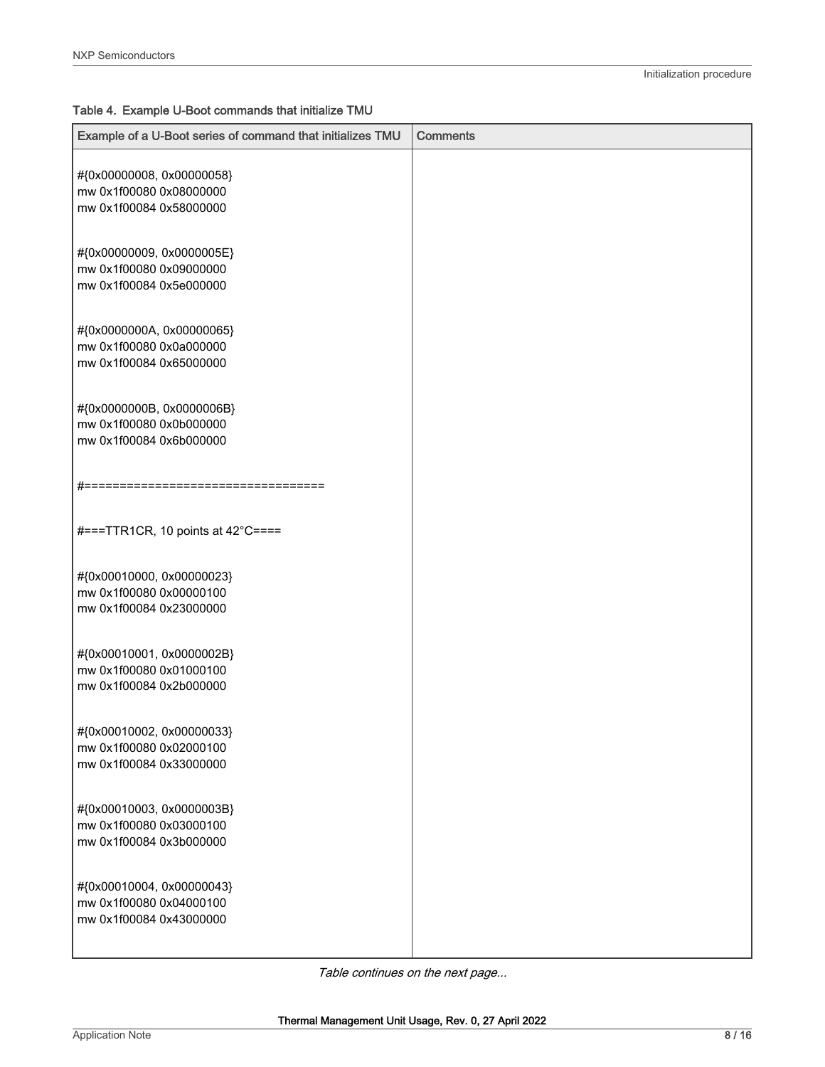Table 4. Example U-Boot commands that initialize TMU

| Example of a U-Boot series of command that initializes TMU | Comments |
|---|---|
| #{0x00000008, 0x00000058}<br>mw 0x1f00080 0x08000000<br>mw 0x1f00084 0x58000000<br><br>#{0x00000009, 0x0000005E}<br>mw 0x1f00080 0x09000000<br>mw 0x1f00084 0x5e000000<br><br>#{0x0000000A, 0x00000065}<br>mw 0x1f00080 0x0a000000<br>mw 0x1f00084 0x65000000<br><br>#{0x0000000B, 0x0000006B}<br>mw 0x1f00080 0x0b000000<br>mw 0x1f00084 0x6b000000<br><br>#=================================<br><br>#===TTR1CR, 10 points at 42°C====<br><br>#{0x00010000, 0x00000023}<br>mw 0x1f00080 0x00000100<br>mw 0x1f00084 0x23000000<br><br>#{0x00010001, 0x0000002B}<br>mw 0x1f00080 0x01000100<br>mw 0x1f00084 0x2b000000<br><br>#{0x00010002, 0x00000033}<br>mw 0x1f00080 0x02000100<br>mw 0x1f00084 0x33000000<br><br>#{0x00010003, 0x0000003B}<br>mw 0x1f00080 0x03000100<br>mw 0x1f00084 0x3b000000<br><br>#{0x00010004, 0x00000043}<br>mw 0x1f00080 0x04000100<br>mw 0x1f00084 0x43000000 | |

*Table continues on the next page...*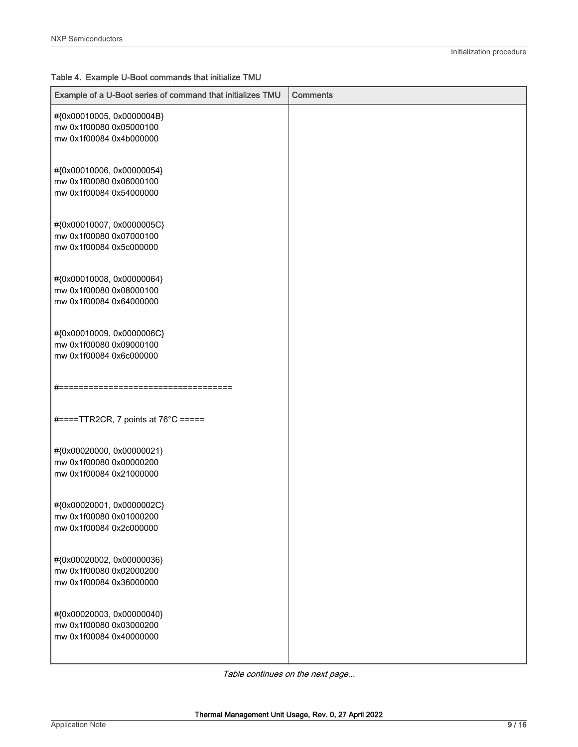Table 4. Example U-Boot commands that initialize TMU

| Example of a U-Boot series of command that initializes TMU | Comments |
|---|---|
| #{0x00010005, 0x0000004B}<br>mw 0x1f00080 0x05000100<br>mw 0x1f00084 0x4b000000<br><br>#{0x00010006, 0x00000054}<br>mw 0x1f00080 0x06000100<br>mw 0x1f00084 0x54000000<br><br>#{0x00010007, 0x0000005C}<br>mw 0x1f00080 0x07000100<br>mw 0x1f00084 0x5c000000<br><br>#{0x00010008, 0x00000064}<br>mw 0x1f00080 0x08000100<br>mw 0x1f00084 0x64000000<br><br>#{0x00010009, 0x0000006C}<br>mw 0x1f00080 0x09000100<br>mw 0x1f00084 0x6c000000<br><br>#==================================<br><br>#====TTR2CR, 7 points at 76°C =====<br><br>#{0x00020000, 0x00000021}<br>mw 0x1f00080 0x00000200<br>mw 0x1f00084 0x21000000<br><br>#{0x00020001, 0x0000002C}<br>mw 0x1f00080 0x01000200<br>mw 0x1f00084 0x2c000000<br><br>#{0x00020002, 0x00000036}<br>mw 0x1f00080 0x02000200<br>mw 0x1f00084 0x36000000<br><br>#{0x00020003, 0x00000040}<br>mw 0x1f00080 0x03000200<br>mw 0x1f00084 0x40000000 | |

*Table continues on the next page...*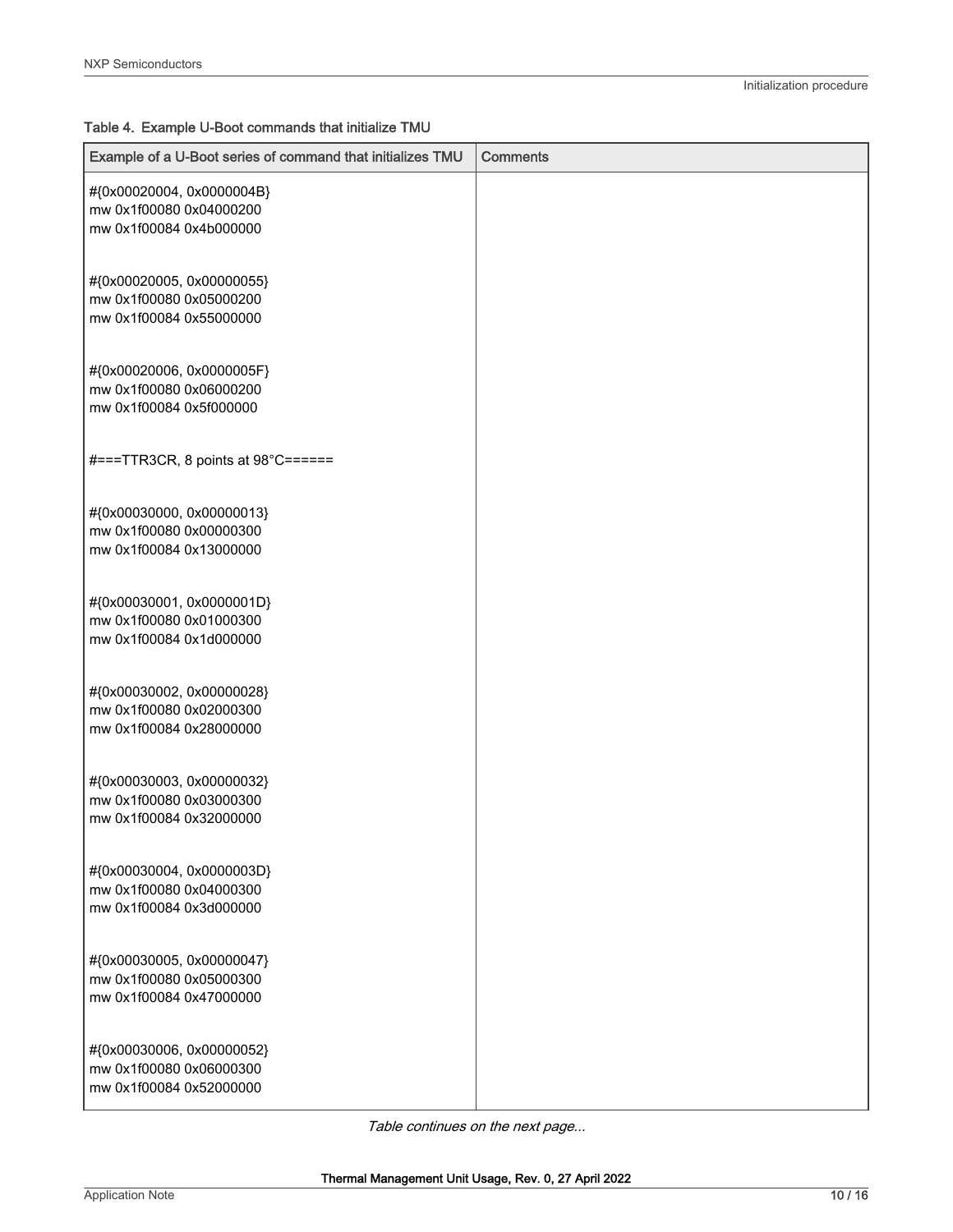Table 4. Example U-Boot commands that initialize TMU

| Example of a U-Boot series of command that initializes TMU | Comments |
|---|---|
| #{0x00020004, 0x0000004B}<br>mw 0x1f00080 0x04000200<br>mw 0x1f00084 0x4b000000<br><br>#{0x00020005, 0x00000055}<br>mw 0x1f00080 0x05000200<br>mw 0x1f00084 0x55000000<br><br>#{0x00020006, 0x0000005F}<br>mw 0x1f00080 0x06000200<br>mw 0x1f00084 0x5f000000<br><br>#===TTR3CR, 8 points at 98°C======<br><br>#{0x00030000, 0x00000013}<br>mw 0x1f00080 0x00000300<br>mw 0x1f00084 0x13000000<br><br>#{0x00030001, 0x0000001D}<br>mw 0x1f00080 0x01000300<br>mw 0x1f00084 0x1d000000<br><br>#{0x00030002, 0x00000028}<br>mw 0x1f00080 0x02000300<br>mw 0x1f00084 0x28000000<br><br>#{0x00030003, 0x00000032}<br>mw 0x1f00080 0x03000300<br>mw 0x1f00084 0x32000000<br><br>#{0x00030004, 0x0000003D}<br>mw 0x1f00080 0x04000300<br>mw 0x1f00084 0x3d000000<br><br>#{0x00030005, 0x00000047}<br>mw 0x1f00080 0x05000300<br>mw 0x1f00084 0x47000000<br><br>#{0x00030006, 0x00000052}<br>mw 0x1f00080 0x06000300<br>mw 0x1f00084 0x52000000 | |

*Table continues on the next page...*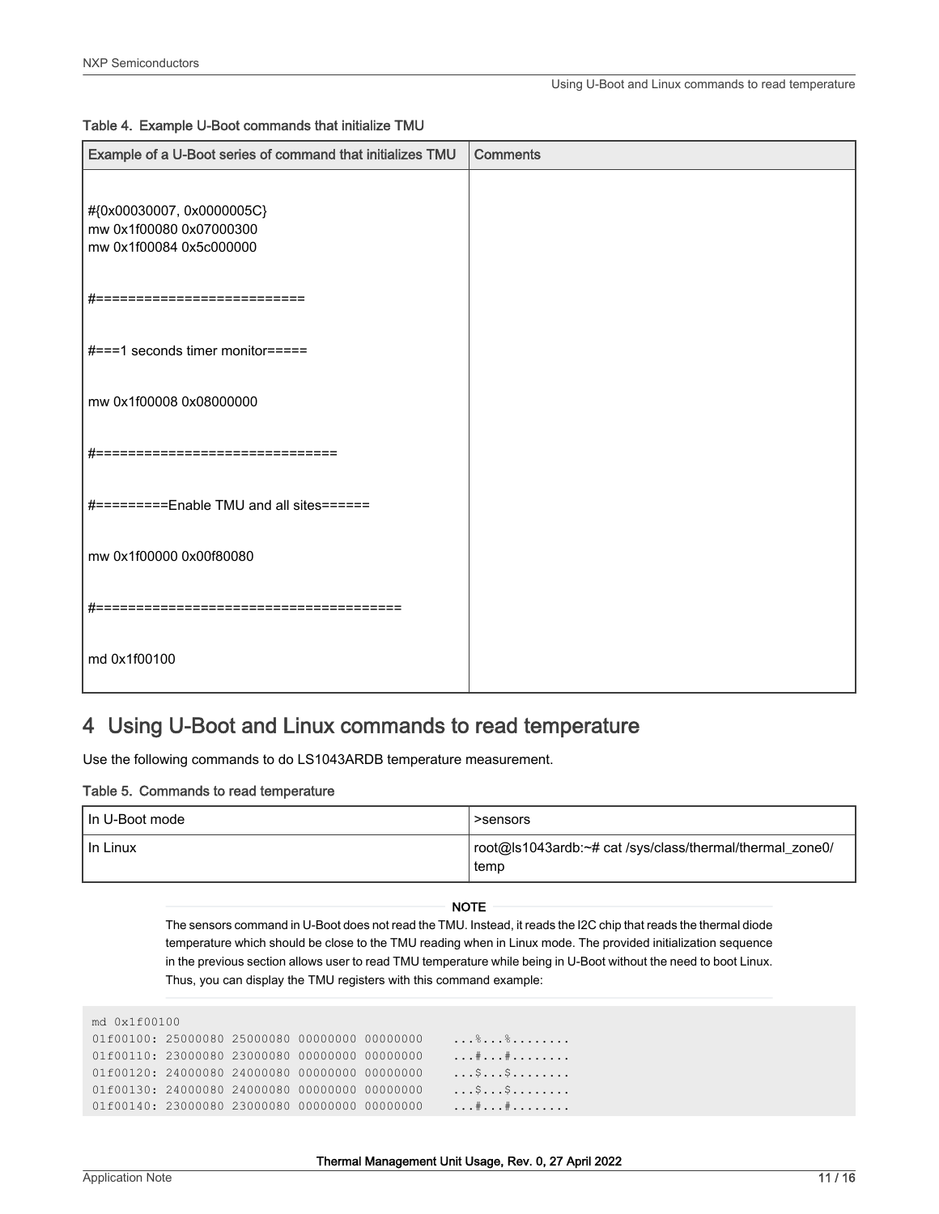Table 4. Example U-Boot commands that initialize TMU

| Example of a U-Boot series of command that initializes TMU | Comments |
|---|---|
| #{0x00030007, 0x0000005C}<br>mw 0x1f00080 0x07000300<br>mw 0x1f00084 0x5c000000<br><br>#=========================<br><br>#===1 seconds timer monitor=====<br><br>mw 0x1f00008 0x08000000<br><br>#=============================<br><br>#=========Enable TMU and all sites======<br><br>mw 0x1f00000 0x00f80080<br><br>#=====================================<br><br>md 0x1f00100 | |

## 4 Using U-Boot and Linux commands to read temperature

Use the following commands to do LS1043ARDB temperature measurement.

Table 5. Commands to read temperature

| In U-Boot mode | >sensors |
|---|---|
| In Linux | root@ls1043ardb:~# cat /sys/class/thermal/thermal_zone0/temp |

**NOTE**

The sensors command in U-Boot does not read the TMU. Instead, it reads the I2C chip that reads the thermal diode temperature which should be close to the TMU reading when in Linux mode. The provided initialization sequence in the previous section allows user to read TMU temperature while being in U-Boot without the need to boot Linux. Thus, you can display the TMU registers with this command example:

```
md 0x1f00100
01f00100: 25000080 25000080 00000000 00000000    ...%...%........
01f00110: 23000080 23000080 00000000 00000000    ...#...#........
01f00120: 24000080 24000080 00000000 00000000    ...$...$........
01f00130: 24000080 24000080 00000000 00000000    ...$...$........
01f00140: 23000080 23000080 00000000 00000000    ...#...#........
```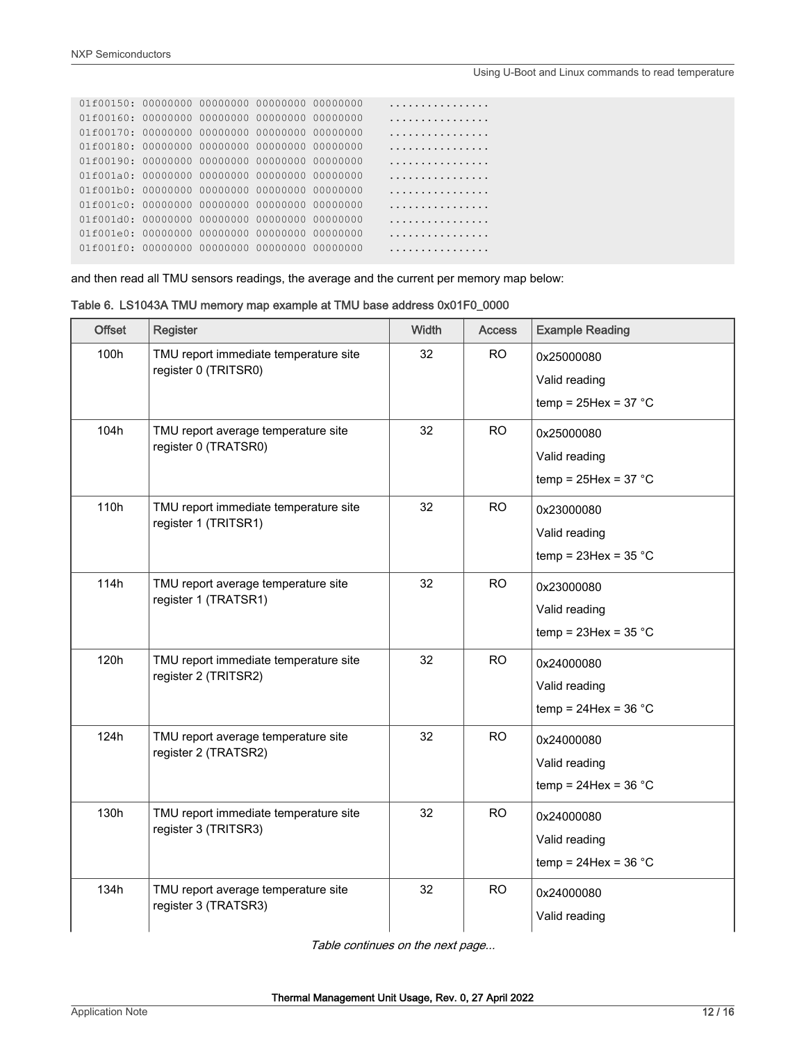```
01f00150: 00000000 00000000 00000000 00000000    ................
01f00160: 00000000 00000000 00000000 00000000    ................
01f00170: 00000000 00000000 00000000 00000000    ................
01f00180: 00000000 00000000 00000000 00000000    ................
01f00190: 00000000 00000000 00000000 00000000    ................
01f001a0: 00000000 00000000 00000000 00000000    ................
01f001b0: 00000000 00000000 00000000 00000000    ................
01f001c0: 00000000 00000000 00000000 00000000    ................
01f001d0: 00000000 00000000 00000000 00000000    ................
01f001e0: 00000000 00000000 00000000 00000000    ................
01f001f0: 00000000 00000000 00000000 00000000    ................
```

and then read all TMU sensors readings, the average and the current per memory map below:

**Table 6. LS1043A TMU memory map example at TMU base address 0x01F0_0000**

| Offset | Register | Width | Access | Example Reading |
|---|---|---|---|---|
| 100h | TMU report immediate temperature site register 0 (TRITSR0) | 32 | RO | 0x25000080<br>Valid reading<br>temp = 25Hex = 37 °C |
| 104h | TMU report average temperature site register 0 (TRATSR0) | 32 | RO | 0x25000080<br>Valid reading<br>temp = 25Hex = 37 °C |
| 110h | TMU report immediate temperature site register 1 (TRITSR1) | 32 | RO | 0x23000080<br>Valid reading<br>temp = 23Hex = 35 °C |
| 114h | TMU report average temperature site register 1 (TRATSR1) | 32 | RO | 0x23000080<br>Valid reading<br>temp = 23Hex = 35 °C |
| 120h | TMU report immediate temperature site register 2 (TRITSR2) | 32 | RO | 0x24000080<br>Valid reading<br>temp = 24Hex = 36 °C |
| 124h | TMU report average temperature site register 2 (TRATSR2) | 32 | RO | 0x24000080<br>Valid reading<br>temp = 24Hex = 36 °C |
| 130h | TMU report immediate temperature site register 3 (TRITSR3) | 32 | RO | 0x24000080<br>Valid reading<br>temp = 24Hex = 36 °C |
| 134h | TMU report average temperature site register 3 (TRATSR3) | 32 | RO | 0x24000080<br>Valid reading |

*Table continues on the next page...*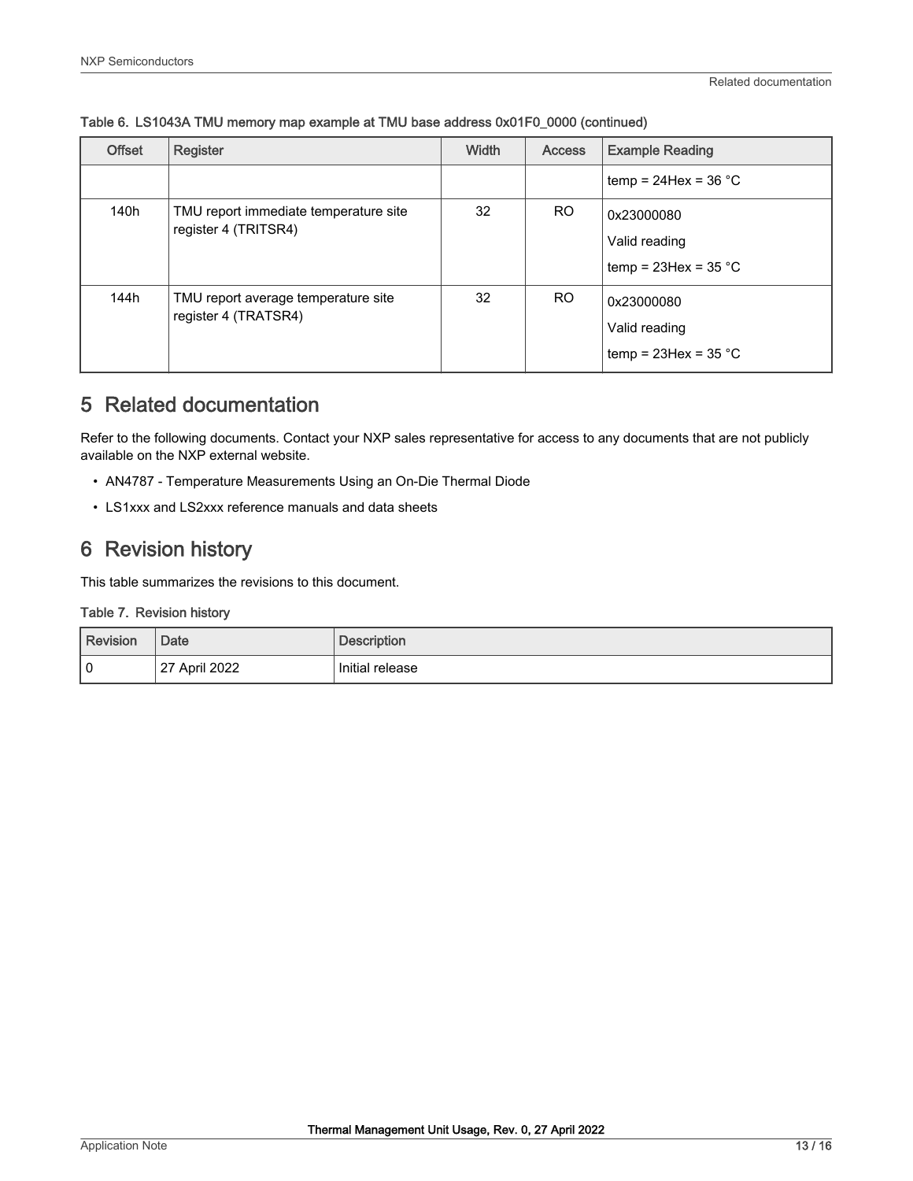Table 6. LS1043A TMU memory map example at TMU base address 0x01F0_0000 (continued)

| Offset | Register | Width | Access | Example Reading |
|---|---|---|---|---|
| | | | | temp = 24Hex = 36 °C |
| 140h | TMU report immediate temperature site register 4 (TRITSR4) | 32 | RO | 0x23000080<br>Valid reading<br>temp = 23Hex = 35 °C |
| 144h | TMU report average temperature site register 4 (TRATSR4) | 32 | RO | 0x23000080<br>Valid reading<br>temp = 23Hex = 35 °C |

# 5 Related documentation

Refer to the following documents. Contact your NXP sales representative for access to any documents that are not publicly available on the NXP external website.

- AN4787 - Temperature Measurements Using an On-Die Thermal Diode
- LS1xxx and LS2xxx reference manuals and data sheets

# 6 Revision history

This table summarizes the revisions to this document.

Table 7. Revision history

| Revision | Date | Description |
|---|---|---|
| 0 | 27 April 2022 | Initial release |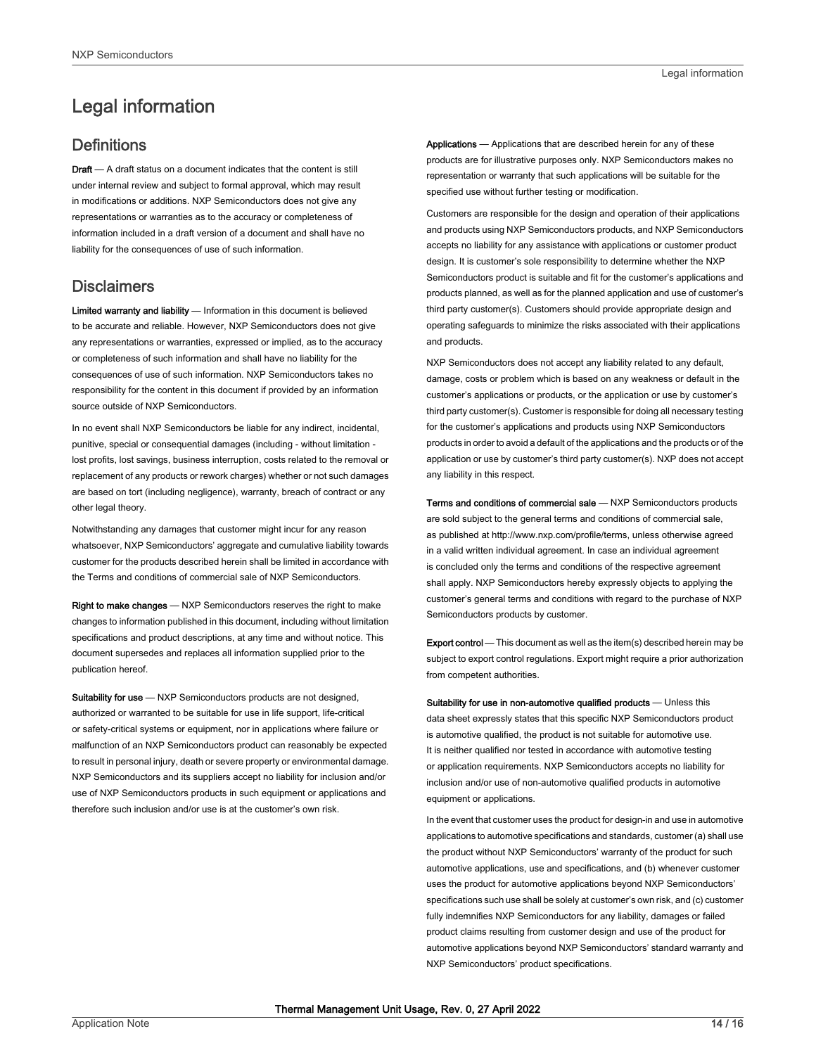# Legal information

## Definitions

**Draft** — A draft status on a document indicates that the content is still under internal review and subject to formal approval, which may result in modifications or additions. NXP Semiconductors does not give any representations or warranties as to the accuracy or completeness of information included in a draft version of a document and shall have no liability for the consequences of use of such information.

## Disclaimers

**Limited warranty and liability** — Information in this document is believed to be accurate and reliable. However, NXP Semiconductors does not give any representations or warranties, expressed or implied, as to the accuracy or completeness of such information and shall have no liability for the consequences of use of such information. NXP Semiconductors takes no responsibility for the content in this document if provided by an information source outside of NXP Semiconductors.

In no event shall NXP Semiconductors be liable for any indirect, incidental, punitive, special or consequential damages (including - without limitation - lost profits, lost savings, business interruption, costs related to the removal or replacement of any products or rework charges) whether or not such damages are based on tort (including negligence), warranty, breach of contract or any other legal theory.

Notwithstanding any damages that customer might incur for any reason whatsoever, NXP Semiconductors' aggregate and cumulative liability towards customer for the products described herein shall be limited in accordance with the Terms and conditions of commercial sale of NXP Semiconductors.

**Right to make changes** — NXP Semiconductors reserves the right to make changes to information published in this document, including without limitation specifications and product descriptions, at any time and without notice. This document supersedes and replaces all information supplied prior to the publication hereof.

**Suitability for use** — NXP Semiconductors products are not designed, authorized or warranted to be suitable for use in life support, life-critical or safety-critical systems or equipment, nor in applications where failure or malfunction of an NXP Semiconductors product can reasonably be expected to result in personal injury, death or severe property or environmental damage. NXP Semiconductors and its suppliers accept no liability for inclusion and/or use of NXP Semiconductors products in such equipment or applications and therefore such inclusion and/or use is at the customer's own risk.

**Applications** — Applications that are described herein for any of these products are for illustrative purposes only. NXP Semiconductors makes no representation or warranty that such applications will be suitable for the specified use without further testing or modification.

Customers are responsible for the design and operation of their applications and products using NXP Semiconductors products, and NXP Semiconductors accepts no liability for any assistance with applications or customer product design. It is customer's sole responsibility to determine whether the NXP Semiconductors product is suitable and fit for the customer's applications and products planned, as well as for the planned application and use of customer's third party customer(s). Customers should provide appropriate design and operating safeguards to minimize the risks associated with their applications and products.

NXP Semiconductors does not accept any liability related to any default, damage, costs or problem which is based on any weakness or default in the customer's applications or products, or the application or use by customer's third party customer(s). Customer is responsible for doing all necessary testing for the customer's applications and products using NXP Semiconductors products in order to avoid a default of the applications and the products or of the application or use by customer's third party customer(s). NXP does not accept any liability in this respect.

**Terms and conditions of commercial sale** — NXP Semiconductors products are sold subject to the general terms and conditions of commercial sale, as published at http://www.nxp.com/profile/terms, unless otherwise agreed in a valid written individual agreement. In case an individual agreement is concluded only the terms and conditions of the respective agreement shall apply. NXP Semiconductors hereby expressly objects to applying the customer's general terms and conditions with regard to the purchase of NXP Semiconductors products by customer.

**Export control** — This document as well as the item(s) described herein may be subject to export control regulations. Export might require a prior authorization from competent authorities.

**Suitability for use in non-automotive qualified products** — Unless this data sheet expressly states that this specific NXP Semiconductors product is automotive qualified, the product is not suitable for automotive use. It is neither qualified nor tested in accordance with automotive testing or application requirements. NXP Semiconductors accepts no liability for inclusion and/or use of non-automotive qualified products in automotive equipment or applications.

In the event that customer uses the product for design-in and use in automotive applications to automotive specifications and standards, customer (a) shall use the product without NXP Semiconductors' warranty of the product for such automotive applications, use and specifications, and (b) whenever customer uses the product for automotive applications beyond NXP Semiconductors' specifications such use shall be solely at customer's own risk, and (c) customer fully indemnifies NXP Semiconductors for any liability, damages or failed product claims resulting from customer design and use of the product for automotive applications beyond NXP Semiconductors' standard warranty and NXP Semiconductors' product specifications.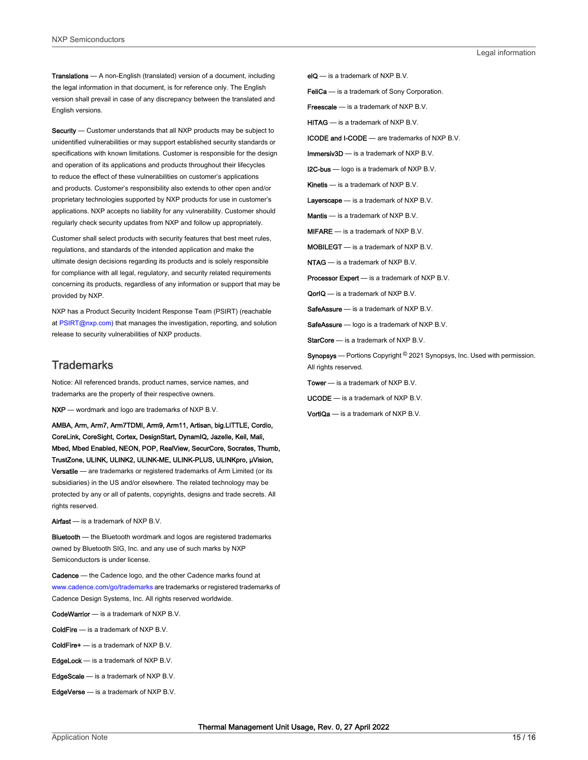**Translations** — A non-English (translated) version of a document, including the legal information in that document, is for reference only. The English version shall prevail in case of any discrepancy between the translated and English versions.

**Security** — Customer understands that all NXP products may be subject to unidentified vulnerabilities or may support established security standards or specifications with known limitations. Customer is responsible for the design and operation of its applications and products throughout their lifecycles to reduce the effect of these vulnerabilities on customer's applications and products. Customer's responsibility also extends to other open and/or proprietary technologies supported by NXP products for use in customer's applications. NXP accepts no liability for any vulnerability. Customer should regularly check security updates from NXP and follow up appropriately.

Customer shall select products with security features that best meet rules, regulations, and standards of the intended application and make the ultimate design decisions regarding its products and is solely responsible for compliance with all legal, regulatory, and security related requirements concerning its products, regardless of any information or support that may be provided by NXP.

NXP has a Product Security Incident Response Team (PSIRT) (reachable at PSIRT@nxp.com) that manages the investigation, reporting, and solution release to security vulnerabilities of NXP products.

## Trademarks

Notice: All referenced brands, product names, service names, and trademarks are the property of their respective owners.

**NXP** — wordmark and logo are trademarks of NXP B.V.

**AMBA, Arm, Arm7, Arm7TDMI, Arm9, Arm11, Artisan, big.LITTLE, Cordio, CoreLink, CoreSight, Cortex, DesignStart, DynamIQ, Jazelle, Keil, Mali, Mbed, Mbed Enabled, NEON, POP, RealView, SecurCore, Socrates, Thumb, TrustZone, ULINK, ULINK2, ULINK-ME, ULINK-PLUS, ULINKpro, µVision, Versatile** — are trademarks or registered trademarks of Arm Limited (or its subsidiaries) in the US and/or elsewhere. The related technology may be protected by any or all of patents, copyrights, designs and trade secrets. All rights reserved.

**Airfast** — is a trademark of NXP B.V.

**Bluetooth** — the Bluetooth wordmark and logos are registered trademarks owned by Bluetooth SIG, Inc. and any use of such marks by NXP Semiconductors is under license.

**Cadence** — the Cadence logo, and the other Cadence marks found at www.cadence.com/go/trademarks are trademarks or registered trademarks of Cadence Design Systems, Inc. All rights reserved worldwide.

**CodeWarrior** — is a trademark of NXP B.V.

**ColdFire** — is a trademark of NXP B.V.

**ColdFire+** — is a trademark of NXP B.V.

**EdgeLock** — is a trademark of NXP B.V.

**EdgeScale** — is a trademark of NXP B.V.

**EdgeVerse** — is a trademark of NXP B.V.

**eIQ** — is a trademark of NXP B.V.

**FeliCa** — is a trademark of Sony Corporation.

**Freescale** — is a trademark of NXP B.V.

**HITAG** — is a trademark of NXP B.V.

**ICODE and I-CODE** — are trademarks of NXP B.V.

**Immersiv3D** — is a trademark of NXP B.V.

**I2C-bus** — logo is a trademark of NXP B.V.

**Kinetis** — is a trademark of NXP B.V.

**Layerscape** — is a trademark of NXP B.V.

**Mantis** — is a trademark of NXP B.V.

**MIFARE** — is a trademark of NXP B.V.

**MOBILEGT** — is a trademark of NXP B.V.

**NTAG** — is a trademark of NXP B.V.

**Processor Expert** — is a trademark of NXP B.V.

**QorIQ** — is a trademark of NXP B.V.

**SafeAssure** — is a trademark of NXP B.V.

**SafeAssure** — logo is a trademark of NXP B.V.

**StarCore** — is a trademark of NXP B.V.

**Synopsys** — Portions Copyright © 2021 Synopsys, Inc. Used with permission. All rights reserved.

**Tower** — is a trademark of NXP B.V.

**UCODE** — is a trademark of NXP B.V.

**VortiQa** — is a trademark of NXP B.V.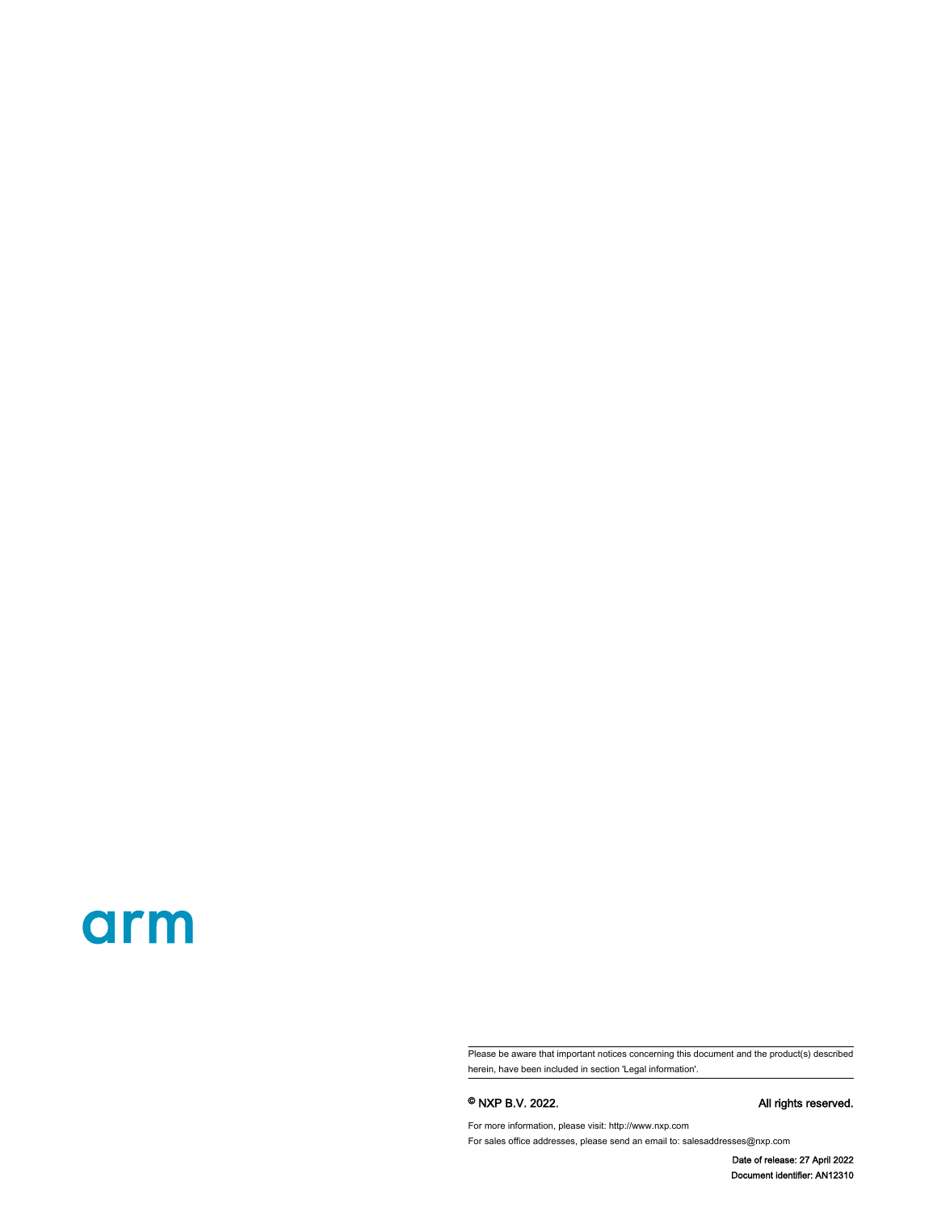arm

Please be aware that important notices concerning this document and the product(s) described herein, have been included in section 'Legal information'.

© NXP B.V. 2022. All rights reserved.

For more information, please visit: http://www.nxp.com

For sales office addresses, please send an email to: salesaddresses@nxp.com

Date of release: 27 April 2022

Document identifier: AN12310